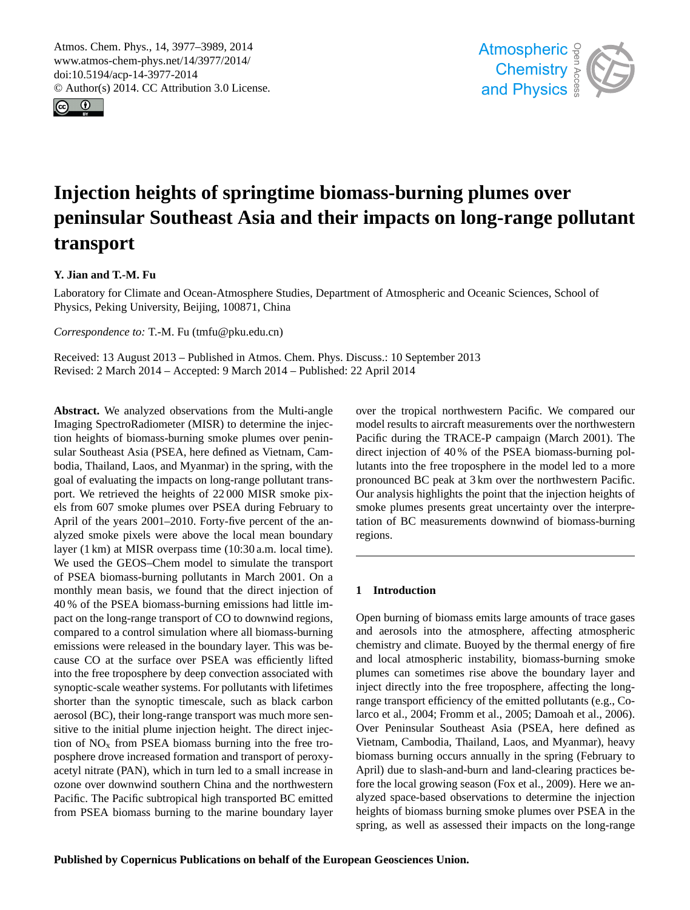# Injection heights of springtime biomass-burning plumes over peninsular Southeast Asia and their impacts on long-range pollutant transport

**Y. Jian and T.-M. Fu**

Laboratory for Climate and Ocean-Atmosphere Studies, Department of Atmospheric and Oceanic Sciences, School of Physics, Peking University, Beijing, 100871, China

*Correspondence to:* T.-M. Fu (tmfu@pku.edu.cn)

Received: 13 August 2013 – Published in Atmos. Chem. Phys. Discuss.: 10 September 2013
Revised: 2 March 2014 – Accepted: 9 March 2014 – Published: 22 April 2014

**Abstract.** We analyzed observations from the Multi-angle Imaging SpectroRadiometer (MISR) to determine the injection heights of biomass-burning smoke plumes over peninsular Southeast Asia (PSEA, here defined as Vietnam, Cambodia, Thailand, Laos, and Myanmar) in the spring, with the goal of evaluating the impacts on long-range pollutant transport. We retrieved the heights of 22 000 MISR smoke pixels from 607 smoke plumes over PSEA during February to April of the years 2001–2010. Forty-five percent of the analyzed smoke pixels were above the local mean boundary layer (1 km) at MISR overpass time (10:30 a.m. local time). We used the GEOS–Chem model to simulate the transport of PSEA biomass-burning pollutants in March 2001. On a monthly mean basis, we found that the direct injection of 40 % of the PSEA biomass-burning emissions had little impact on the long-range transport of CO to downwind regions, compared to a control simulation where all biomass-burning emissions were released in the boundary layer. This was because CO at the surface over PSEA was efficiently lifted into the free troposphere by deep convection associated with synoptic-scale weather systems. For pollutants with lifetimes shorter than the synoptic timescale, such as black carbon aerosol (BC), their long-range transport was much more sensitive to the initial plume injection height. The direct injection of $NO_x$ from PSEA biomass burning into the free troposphere drove increased formation and transport of peroxyacetyl nitrate (PAN), which in turn led to a small increase in ozone over downwind southern China and the northwestern Pacific. The Pacific subtropical high transported BC emitted from PSEA biomass burning to the marine boundary layer over the tropical northwestern Pacific. We compared our model results to aircraft measurements over the northwestern Pacific during the TRACE-P campaign (March 2001). The direct injection of 40 % of the PSEA biomass-burning pollutants into the free troposphere in the model led to a more pronounced BC peak at 3 km over the northwestern Pacific. Our analysis highlights the point that the injection heights of smoke plumes presents great uncertainty over the interpretation of BC measurements downwind of biomass-burning regions.

## 1 Introduction

Open burning of biomass emits large amounts of trace gases and aerosols into the atmosphere, affecting atmospheric chemistry and climate. Buoyed by the thermal energy of fire and local atmospheric instability, biomass-burning smoke plumes can sometimes rise above the boundary layer and inject directly into the free troposphere, affecting the long-range transport efficiency of the emitted pollutants (e.g., Colarco et al., 2004; Fromm et al., 2005; Damoah et al., 2006). Over Peninsular Southeast Asia (PSEA, here defined as Vietnam, Cambodia, Thailand, Laos, and Myanmar), heavy biomass burning occurs annually in the spring (February to April) due to slash-and-burn and land-clearing practices before the local growing season (Fox et al., 2009). Here we analyzed space-based observations to determine the injection heights of biomass burning smoke plumes over PSEA in the spring, as well as assessed their impacts on the long-range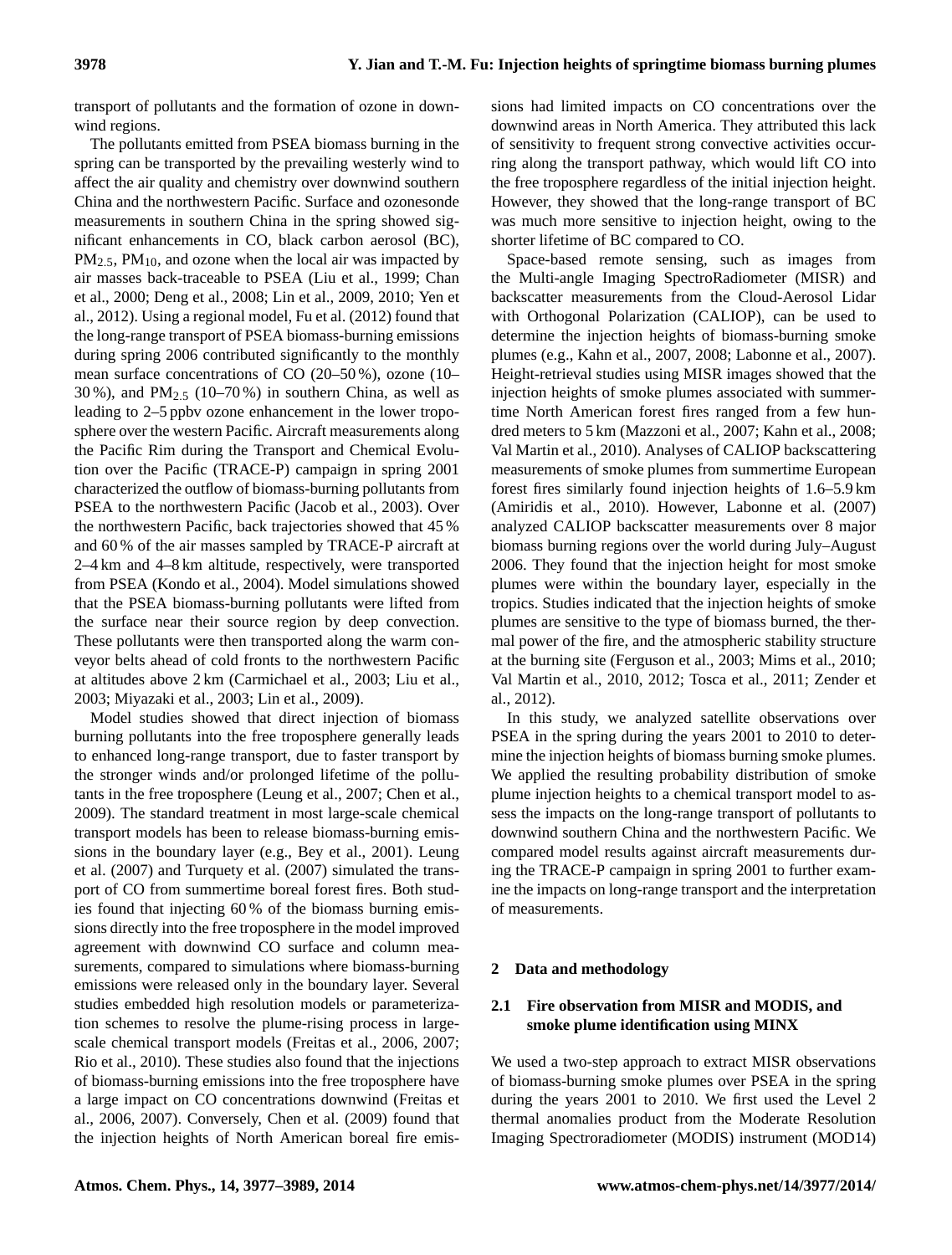transport of pollutants and the formation of ozone in downwind regions.

The pollutants emitted from PSEA biomass burning in the spring can be transported by the prevailing westerly wind to affect the air quality and chemistry over downwind southern China and the northwestern Pacific. Surface and ozonesonde measurements in southern China in the spring showed significant enhancements in CO, black carbon aerosol (BC), $PM_{2.5}$, $PM_{10}$, and ozone when the local air was impacted by air masses back-traceable to PSEA (Liu et al., 1999; Chan et al., 2000; Deng et al., 2008; Lin et al., 2009, 2010; Yen et al., 2012). Using a regional model, Fu et al. (2012) found that the long-range transport of PSEA biomass-burning emissions during spring 2006 contributed significantly to the monthly mean surface concentrations of CO (20–50 %), ozone (10–30 %), and $PM_{2.5}$ (10–70 %) in southern China, as well as leading to 2–5 ppbv ozone enhancement in the lower troposphere over the western Pacific. Aircraft measurements along the Pacific Rim during the Transport and Chemical Evolution over the Pacific (TRACE-P) campaign in spring 2001 characterized the outflow of biomass-burning pollutants from PSEA to the northwestern Pacific (Jacob et al., 2003). Over the northwestern Pacific, back trajectories showed that 45 % and 60 % of the air masses sampled by TRACE-P aircraft at 2–4 km and 4–8 km altitude, respectively, were transported from PSEA (Kondo et al., 2004). Model simulations showed that the PSEA biomass-burning pollutants were lifted from the surface near their source region by deep convection. These pollutants were then transported along the warm conveyor belts ahead of cold fronts to the northwestern Pacific at altitudes above 2 km (Carmichael et al., 2003; Liu et al., 2003; Miyazaki et al., 2003; Lin et al., 2009).

Model studies showed that direct injection of biomass burning pollutants into the free troposphere generally leads to enhanced long-range transport, due to faster transport by the stronger winds and/or prolonged lifetime of the pollutants in the free troposphere (Leung et al., 2007; Chen et al., 2009). The standard treatment in most large-scale chemical transport models has been to release biomass-burning emissions in the boundary layer (e.g., Bey et al., 2001). Leung et al. (2007) and Turquety et al. (2007) simulated the transport of CO from summertime boreal forest fires. Both studies found that injecting 60 % of the biomass burning emissions directly into the free troposphere in the model improved agreement with downwind CO surface and column measurements, compared to simulations where biomass-burning emissions were released only in the boundary layer. Several studies embedded high resolution models or parameterization schemes to resolve the plume-rising process in large-scale chemical transport models (Freitas et al., 2006, 2007; Rio et al., 2010). These studies also found that the injections of biomass-burning emissions into the free troposphere have a large impact on CO concentrations downwind (Freitas et al., 2006, 2007). Conversely, Chen et al. (2009) found that the injection heights of North American boreal fire emissions had limited impacts on CO concentrations over the downwind areas in North America. They attributed this lack of sensitivity to frequent strong convective activities occurring along the transport pathway, which would lift CO into the free troposphere regardless of the initial injection height. However, they showed that the long-range transport of BC was much more sensitive to injection height, owing to the shorter lifetime of BC compared to CO.

Space-based remote sensing, such as images from the Multi-angle Imaging SpectroRadiometer (MISR) and backscatter measurements from the Cloud-Aerosol Lidar with Orthogonal Polarization (CALIOP), can be used to determine the injection heights of biomass-burning smoke plumes (e.g., Kahn et al., 2007, 2008; Labonne et al., 2007). Height-retrieval studies using MISR images showed that the injection heights of smoke plumes associated with summertime North American forest fires ranged from a few hundred meters to 5 km (Mazzoni et al., 2007; Kahn et al., 2008; Val Martin et al., 2010). Analyses of CALIOP backscattering measurements of smoke plumes from summertime European forest fires similarly found injection heights of 1.6–5.9 km (Amiridis et al., 2010). However, Labonne et al. (2007) analyzed CALIOP backscatter measurements over 8 major biomass burning regions over the world during July–August 2006. They found that the injection height for most smoke plumes were within the boundary layer, especially in the tropics. Studies indicated that the injection heights of smoke plumes are sensitive to the type of biomass burned, the thermal power of the fire, and the atmospheric stability structure at the burning site (Ferguson et al., 2003; Mims et al., 2010; Val Martin et al., 2010, 2012; Tosca et al., 2011; Zender et al., 2012).

In this study, we analyzed satellite observations over PSEA in the spring during the years 2001 to 2010 to determine the injection heights of biomass burning smoke plumes. We applied the resulting probability distribution of smoke plume injection heights to a chemical transport model to assess the impacts on the long-range transport of pollutants to downwind southern China and the northwestern Pacific. We compared model results against aircraft measurements during the TRACE-P campaign in spring 2001 to further examine the impacts on long-range transport and the interpretation of measurements.

## 2 Data and methodology

### 2.1 Fire observation from MISR and MODIS, and smoke plume identification using MINX

We used a two-step approach to extract MISR observations of biomass-burning smoke plumes over PSEA in the spring during the years 2001 to 2010. We first used the Level 2 thermal anomalies product from the Moderate Resolution Imaging Spectroradiometer (MODIS) instrument (MOD14)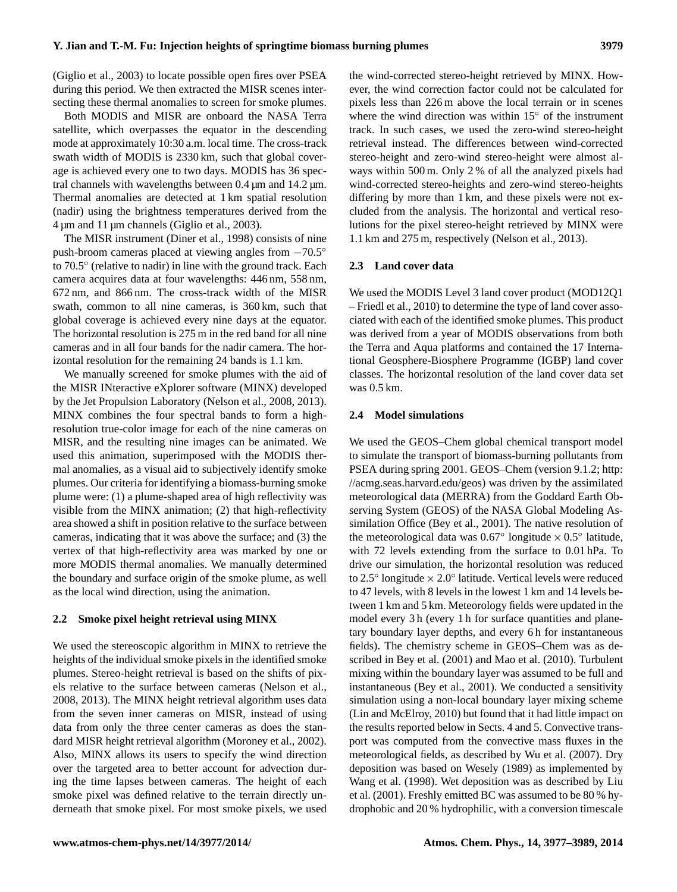(Giglio et al., 2003) to locate possible open fires over PSEA during this period. We then extracted the MISR scenes intersecting these thermal anomalies to screen for smoke plumes.

Both MODIS and MISR are onboard the NASA Terra satellite, which overpasses the equator in the descending mode at approximately 10:30 a.m. local time. The cross-track swath width of MODIS is 2330 km, such that global coverage is achieved every one to two days. MODIS has 36 spectral channels with wavelengths between 0.4 µm and 14.2 µm. Thermal anomalies are detected at 1 km spatial resolution (nadir) using the brightness temperatures derived from the 4 µm and 11 µm channels (Giglio et al., 2003).

The MISR instrument (Diner et al., 1998) consists of nine push-broom cameras placed at viewing angles from $-70.5^{\circ}$ to $70.5^{\circ}$ (relative to nadir) in line with the ground track. Each camera acquires data at four wavelengths: 446 nm, 558 nm, 672 nm, and 866 nm. The cross-track width of the MISR swath, common to all nine cameras, is 360 km, such that global coverage is achieved every nine days at the equator. The horizontal resolution is 275 m in the red band for all nine cameras and in all four bands for the nadir camera. The horizontal resolution for the remaining 24 bands is 1.1 km.

We manually screened for smoke plumes with the aid of the MISR INteractive eXplorer software (MINX) developed by the Jet Propulsion Laboratory (Nelson et al., 2008, 2013). MINX combines the four spectral bands to form a high-resolution true-color image for each of the nine cameras on MISR, and the resulting nine images can be animated. We used this animation, superimposed with the MODIS thermal anomalies, as a visual aid to subjectively identify smoke plumes. Our criteria for identifying a biomass-burning smoke plume were: (1) a plume-shaped area of high reflectivity was visible from the MINX animation; (2) that high-reflectivity area showed a shift in position relative to the surface between cameras, indicating that it was above the surface; and (3) the vertex of that high-reflectivity area was marked by one or more MODIS thermal anomalies. We manually determined the boundary and surface origin of the smoke plume, as well as the local wind direction, using the animation.

### 2.2 Smoke pixel height retrieval using MINX

We used the stereoscopic algorithm in MINX to retrieve the heights of the individual smoke pixels in the identified smoke plumes. Stereo-height retrieval is based on the shifts of pixels relative to the surface between cameras (Nelson et al., 2008, 2013). The MINX height retrieval algorithm uses data from the seven inner cameras on MISR, instead of using data from only the three center cameras as does the standard MISR height retrieval algorithm (Moroney et al., 2002). Also, MINX allows its users to specify the wind direction over the targeted area to better account for advection during the time lapses between cameras. The height of each smoke pixel was defined relative to the terrain directly underneath that smoke pixel. For most smoke pixels, we used the wind-corrected stereo-height retrieved by MINX. However, the wind correction factor could not be calculated for pixels less than 226 m above the local terrain or in scenes where the wind direction was within $15^{\circ}$ of the instrument track. In such cases, we used the zero-wind stereo-height retrieval instead. The differences between wind-corrected stereo-height and zero-wind stereo-height were almost always within 500 m. Only 2 % of all the analyzed pixels had wind-corrected stereo-heights and zero-wind stereo-heights differing by more than 1 km, and these pixels were not excluded from the analysis. The horizontal and vertical resolutions for the pixel stereo-height retrieved by MINX were 1.1 km and 275 m, respectively (Nelson et al., 2013).

### 2.3 Land cover data

We used the MODIS Level 3 land cover product (MOD12Q1 – Friedl et al., 2010) to determine the type of land cover associated with each of the identified smoke plumes. This product was derived from a year of MODIS observations from both the Terra and Aqua platforms and contained the 17 International Geosphere-Biosphere Programme (IGBP) land cover classes. The horizontal resolution of the land cover data set was 0.5 km.

### 2.4 Model simulations

We used the GEOS–Chem global chemical transport model to simulate the transport of biomass-burning pollutants from PSEA during spring 2001. GEOS–Chem (version 9.1.2; http://acmg.seas.harvard.edu/geos) was driven by the assimilated meteorological data (MERRA) from the Goddard Earth Observing System (GEOS) of the NASA Global Modeling Assimilation Office (Bey et al., 2001). The native resolution of the meteorological data was $0.67^{\circ}$ longitude $\times$ $0.5^{\circ}$ latitude, with 72 levels extending from the surface to 0.01 hPa. To drive our simulation, the horizontal resolution was reduced to $2.5^{\circ}$ longitude $\times$ $2.0^{\circ}$ latitude. Vertical levels were reduced to 47 levels, with 8 levels in the lowest 1 km and 14 levels between 1 km and 5 km. Meteorology fields were updated in the model every 3 h (every 1 h for surface quantities and planetary boundary layer depths, and every 6 h for instantaneous fields). The chemistry scheme in GEOS–Chem was as described in Bey et al. (2001) and Mao et al. (2010). Turbulent mixing within the boundary layer was assumed to be full and instantaneous (Bey et al., 2001). We conducted a sensitivity simulation using a non-local boundary layer mixing scheme (Lin and McElroy, 2010) but found that it had little impact on the results reported below in Sects. 4 and 5. Convective transport was computed from the convective mass fluxes in the meteorological fields, as described by Wu et al. (2007). Dry deposition was based on Wesely (1989) as implemented by Wang et al. (1998). Wet deposition was as described by Liu et al. (2001). Freshly emitted BC was assumed to be 80 % hydrophobic and 20 % hydrophilic, with a conversion timescale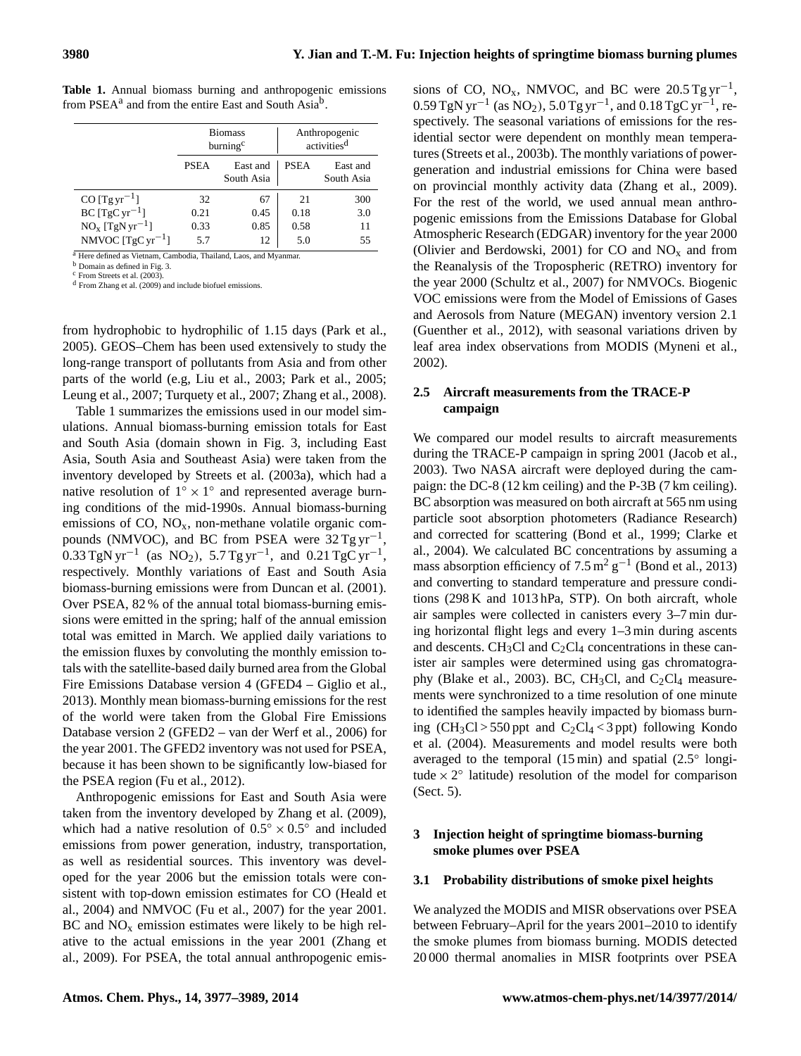**Table 1.** Annual biomass burning and anthropogenic emissions from PSEA[a] and from the entire East and South Asia[b].

| | Biomass burning[c] | | Anthropogenic activities[d] | |
|---|---|---|---|---|
| | PSEA | East and South Asia | PSEA | East and South Asia |
| CO [$\text{Tg yr}^{-1}$] | 32 | 67 | 21 | 300 |
| BC [$\text{TgC yr}^{-1}$] | 0.21 | 0.45 | 0.18 | 3.0 |
| $NO_x$ [$\text{TgN yr}^{-1}$] | 0.33 | 0.85 | 0.58 | 11 |
| NMVOC [$\text{TgC yr}^{-1}$] | 5.7 | 12 | 5.0 | 55 |

[a] Here defined as Vietnam, Cambodia, Thailand, Laos, and Myanmar.
[b] Domain as defined in Fig. 3.
[c] From Streets et al. (2003).
[d] From Zhang et al. (2009) and include biofuel emissions.

from hydrophobic to hydrophilic of 1.15 days (Park et al., 2005). GEOS–Chem has been used extensively to study the long-range transport of pollutants from Asia and from other parts of the world (e.g, Liu et al., 2003; Park et al., 2005; Leung et al., 2007; Turquety et al., 2007; Zhang et al., 2008).

Table 1 summarizes the emissions used in our model simulations. Annual biomass-burning emission totals for East and South Asia (domain shown in Fig. 3, including East Asia, South Asia and Southeast Asia) were taken from the inventory developed by Streets et al. (2003a), which had a native resolution of $1° \times 1°$ and represented average burning conditions of the mid-1990s. Annual biomass-burning emissions of CO, $NO_x$, non-methane volatile organic compounds (NMVOC), and BC from PSEA were $32\,\text{Tg yr}^{-1}$, $0.33\,\text{TgN yr}^{-1}$ (as $NO_2$), $5.7\,\text{Tg yr}^{-1}$, and $0.21\,\text{TgC yr}^{-1}$, respectively. Monthly variations of East and South Asia biomass-burning emissions were from Duncan et al. (2001). Over PSEA, 82 % of the annual total biomass-burning emissions were emitted in the spring; half of the annual emission total was emitted in March. We applied daily variations to the emission fluxes by convoluting the monthly emission totals with the satellite-based daily burned area from the Global Fire Emissions Database version 4 (GFED4 – Giglio et al., 2013). Monthly mean biomass-burning emissions for the rest of the world were taken from the Global Fire Emissions Database version 2 (GFED2 – van der Werf et al., 2006) for the year 2001. The GFED2 inventory was not used for PSEA, because it has been shown to be significantly low-biased for the PSEA region (Fu et al., 2012).

Anthropogenic emissions for East and South Asia were taken from the inventory developed by Zhang et al. (2009), which had a native resolution of $0.5° \times 0.5°$ and included emissions from power generation, industry, transportation, as well as residential sources. This inventory was developed for the year 2006 but the emission totals were consistent with top-down emission estimates for CO (Heald et al., 2004) and NMVOC (Fu et al., 2007) for the year 2001. BC and $NO_x$ emission estimates were likely to be high relative to the actual emissions in the year 2001 (Zhang et al., 2009). For PSEA, the total annual anthropogenic emissions of CO, $NO_x$, NMVOC, and BC were $20.5\,\text{Tg yr}^{-1}$, $0.59\,\text{TgN yr}^{-1}$ (as $NO_2$), $5.0\,\text{Tg yr}^{-1}$, and $0.18\,\text{TgC yr}^{-1}$, respectively. The seasonal variations of emissions for the residential sector were dependent on monthly mean temperatures (Streets et al., 2003b). The monthly variations of power-generation and industrial emissions for China were based on provincial monthly activity data (Zhang et al., 2009). For the rest of the world, we used annual mean anthropogenic emissions from the Emissions Database for Global Atmospheric Research (EDGAR) inventory for the year 2000 (Olivier and Berdowski, 2001) for CO and $NO_x$ and from the Reanalysis of the Tropospheric (RETRO) inventory for the year 2000 (Schultz et al., 2007) for NMVOCs. Biogenic VOC emissions were from the Model of Emissions of Gases and Aerosols from Nature (MEGAN) inventory version 2.1 (Guenther et al., 2012), with seasonal variations driven by leaf area index observations from MODIS (Myneni et al., 2002).

### 2.5 Aircraft measurements from the TRACE-P campaign

We compared our model results to aircraft measurements during the TRACE-P campaign in spring 2001 (Jacob et al., 2003). Two NASA aircraft were deployed during the campaign: the DC-8 (12 km ceiling) and the P-3B (7 km ceiling). BC absorption was measured on both aircraft at 565 nm using particle soot absorption photometers (Radiance Research) and corrected for scattering (Bond et al., 1999; Clarke et al., 2004). We calculated BC concentrations by assuming a mass absorption efficiency of $7.5\,\text{m}^2\,\text{g}^{-1}$ (Bond et al., 2013) and converting to standard temperature and pressure conditions (298 K and 1013 hPa, STP). On both aircraft, whole air samples were collected in canisters every 3–7 min during horizontal flight legs and every 1–3 min during ascents and descents. $CH_3Cl$ and $C_2Cl_4$ concentrations in these canister air samples were determined using gas chromatography (Blake et al., 2003). BC, $CH_3Cl$, and $C_2Cl_4$ measurements were synchronized to a time resolution of one minute to identified the samples heavily impacted by biomass burning ($CH_3Cl > 550$ ppt and $C_2Cl_4 < 3$ ppt) following Kondo et al. (2004). Measurements and model results were both averaged to the temporal (15 min) and spatial ($2.5°$ longitude $\times\, 2°$ latitude) resolution of the model for comparison (Sect. 5).

## 3 Injection height of springtime biomass-burning smoke plumes over PSEA

### 3.1 Probability distributions of smoke pixel heights

We analyzed the MODIS and MISR observations over PSEA between February–April for the years 2001–2010 to identify the smoke plumes from biomass burning. MODIS detected 20 000 thermal anomalies in MISR footprints over PSEA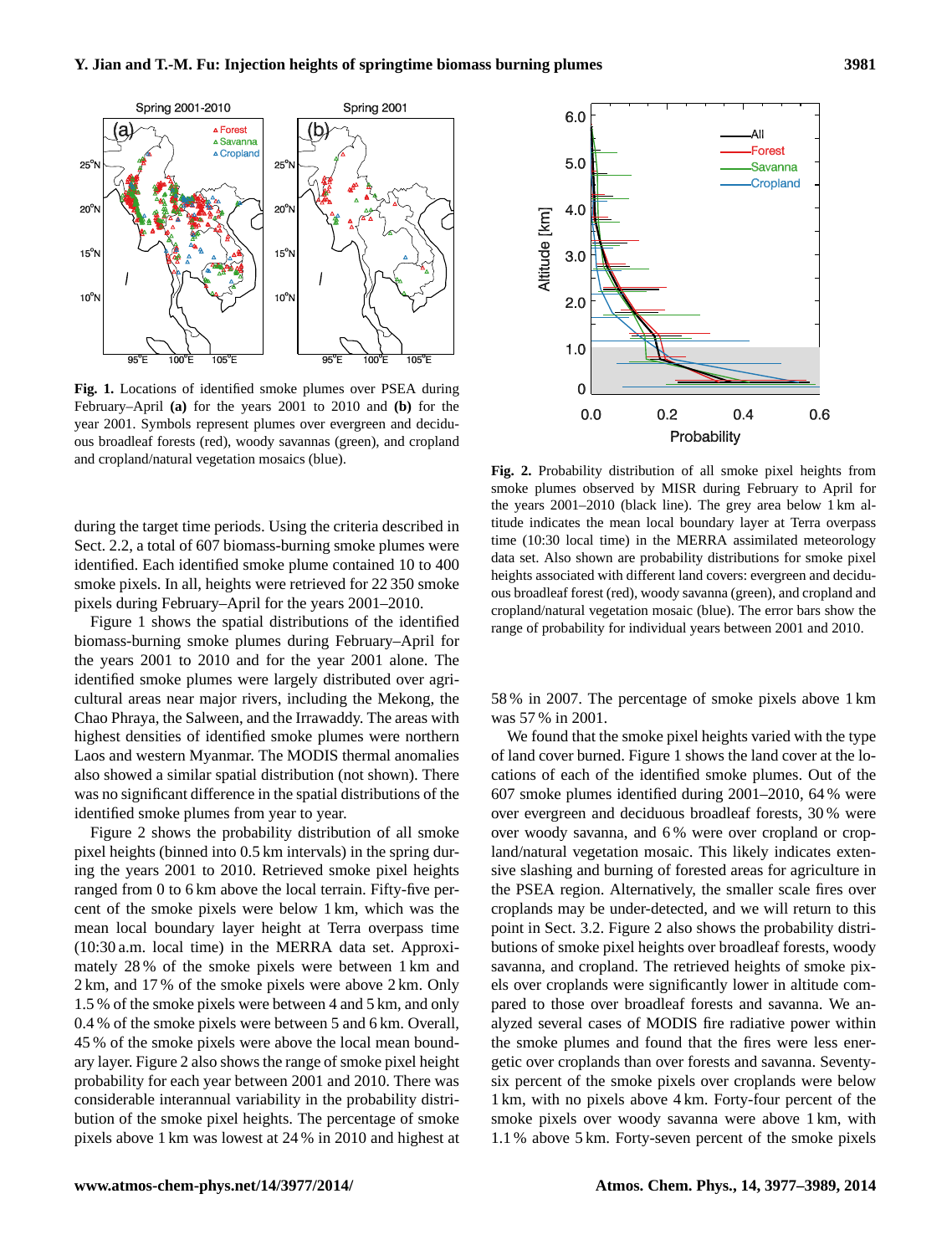**Fig. 1.** Locations of identified smoke plumes over PSEA during February–April **(a)** for the years 2001 to 2010 and **(b)** for the year 2001. Symbols represent plumes over evergreen and deciduous broadleaf forests (red), woody savannas (green), and cropland and cropland/natural vegetation mosaics (blue).

**Fig. 2.** Probability distribution of all smoke pixel heights from smoke plumes observed by MISR during February to April for the years 2001–2010 (black line). The grey area below 1 km altitude indicates the mean local boundary layer at Terra overpass time (10:30 local time) in the MERRA assimilated meteorology data set. Also shown are probability distributions for smoke pixel heights associated with different land covers: evergreen and deciduous broadleaf forest (red), woody savanna (green), and cropland and cropland/natural vegetation mosaic (blue). The error bars show the range of probability for individual years between 2001 and 2010.

during the target time periods. Using the criteria described in Sect. 2.2, a total of 607 biomass-burning smoke plumes were identified. Each identified smoke plume contained 10 to 400 smoke pixels. In all, heights were retrieved for 22 350 smoke pixels during February–April for the years 2001–2010.

Figure 1 shows the spatial distributions of the identified biomass-burning smoke plumes during February–April for the years 2001 to 2010 and for the year 2001 alone. The identified smoke plumes were largely distributed over agricultural areas near major rivers, including the Mekong, the Chao Phraya, the Salween, and the Irrawaddy. The areas with highest densities of identified smoke plumes were northern Laos and western Myanmar. The MODIS thermal anomalies also showed a similar spatial distribution (not shown). There was no significant difference in the spatial distributions of the identified smoke plumes from year to year.

Figure 2 shows the probability distribution of all smoke pixel heights (binned into 0.5 km intervals) in the spring during the years 2001 to 2010. Retrieved smoke pixel heights ranged from 0 to 6 km above the local terrain. Fifty-five percent of the smoke pixels were below 1 km, which was the mean local boundary layer height at Terra overpass time (10:30 a.m. local time) in the MERRA data set. Approximately 28 % of the smoke pixels were between 1 km and 2 km, and 17 % of the smoke pixels were above 2 km. Only 1.5 % of the smoke pixels were between 4 and 5 km, and only 0.4 % of the smoke pixels were between 5 and 6 km. Overall, 45 % of the smoke pixels were above the local mean boundary layer. Figure 2 also shows the range of smoke pixel height probability for each year between 2001 and 2010. There was considerable interannual variability in the probability distribution of the smoke pixel heights. The percentage of smoke pixels above 1 km was lowest at 24 % in 2010 and highest at 58 % in 2007. The percentage of smoke pixels above 1 km was 57 % in 2001.

We found that the smoke pixel heights varied with the type of land cover burned. Figure 1 shows the land cover at the locations of each of the identified smoke plumes. Out of the 607 smoke plumes identified during 2001–2010, 64 % were over evergreen and deciduous broadleaf forests, 30 % were over woody savanna, and 6 % were over cropland or cropland/natural vegetation mosaic. This likely indicates extensive slashing and burning of forested areas for agriculture in the PSEA region. Alternatively, the smaller scale fires over croplands may be under-detected, and we will return to this point in Sect. 3.2. Figure 2 also shows the probability distributions of smoke pixel heights over broadleaf forests, woody savanna, and cropland. The retrieved heights of smoke pixels over croplands were significantly lower in altitude compared to those over broadleaf forests and savanna. We analyzed several cases of MODIS fire radiative power within the smoke plumes and found that the fires were less energetic over croplands than over forests and savanna. Seventy-six percent of the smoke pixels over croplands were below 1 km, with no pixels above 4 km. Forty-four percent of the smoke pixels over woody savanna were above 1 km, with 1.1 % above 5 km. Forty-seven percent of the smoke pixels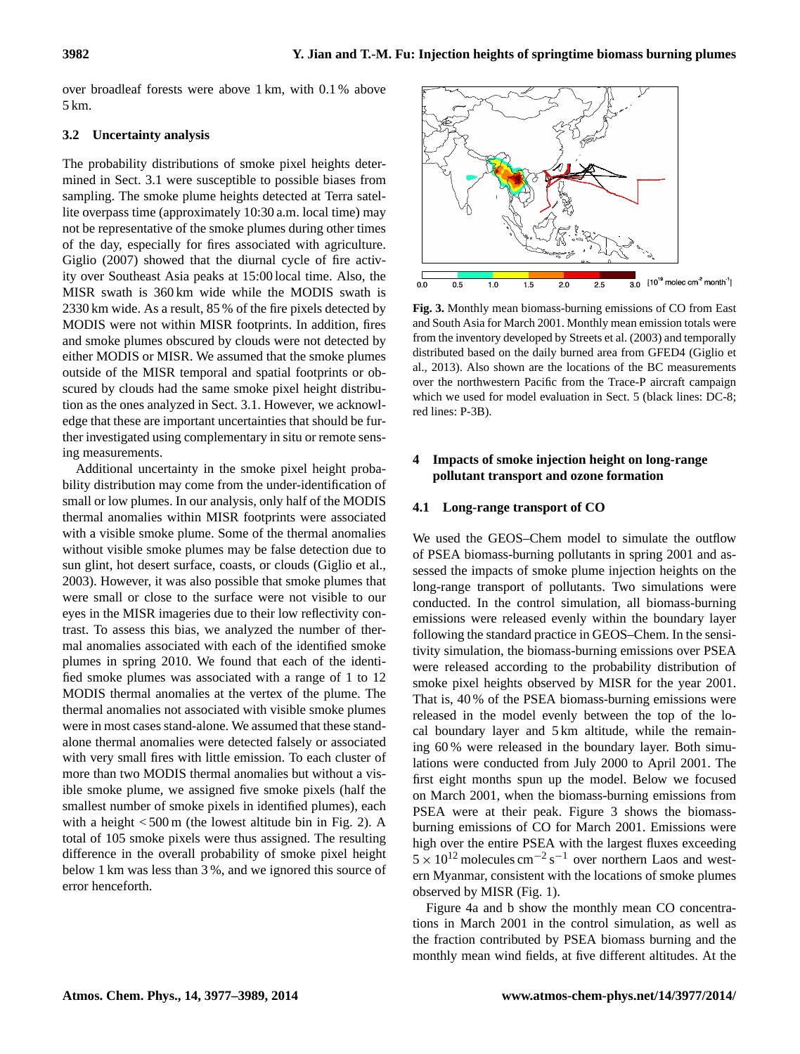over broadleaf forests were above 1 km, with 0.1 % above 5 km.

### 3.2 Uncertainty analysis

The probability distributions of smoke pixel heights determined in Sect. 3.1 were susceptible to possible biases from sampling. The smoke plume heights detected at Terra satellite overpass time (approximately 10:30 a.m. local time) may not be representative of the smoke plumes during other times of the day, especially for fires associated with agriculture. Giglio (2007) showed that the diurnal cycle of fire activity over Southeast Asia peaks at 15:00 local time. Also, the MISR swath is 360 km wide while the MODIS swath is 2330 km wide. As a result, 85 % of the fire pixels detected by MODIS were not within MISR footprints. In addition, fires and smoke plumes obscured by clouds were not detected by either MODIS or MISR. We assumed that the smoke plumes outside of the MISR temporal and spatial footprints or obscured by clouds had the same smoke pixel height distribution as the ones analyzed in Sect. 3.1. However, we acknowledge that these are important uncertainties that should be further investigated using complementary in situ or remote sensing measurements.

Additional uncertainty in the smoke pixel height probability distribution may come from the under-identification of small or low plumes. In our analysis, only half of the MODIS thermal anomalies within MISR footprints were associated with a visible smoke plume. Some of the thermal anomalies without visible smoke plumes may be false detection due to sun glint, hot desert surface, coasts, or clouds (Giglio et al., 2003). However, it was also possible that smoke plumes that were small or close to the surface were not visible to our eyes in the MISR imageries due to their low reflectivity contrast. To assess this bias, we analyzed the number of thermal anomalies associated with each of the identified smoke plumes in spring 2010. We found that each of the identified smoke plumes was associated with a range of 1 to 12 MODIS thermal anomalies at the vertex of the plume. The thermal anomalies not associated with visible smoke plumes were in most cases stand-alone. We assumed that these stand-alone thermal anomalies were detected falsely or associated with very small fires with little emission. To each cluster of more than two MODIS thermal anomalies but without a visible smoke plume, we assigned five smoke pixels (half the smallest number of smoke pixels in identified plumes), each with a height $< 500$ m (the lowest altitude bin in Fig. 2). A total of 105 smoke pixels were thus assigned. The resulting difference in the overall probability of smoke pixel height below 1 km was less than 3 %, and we ignored this source of error henceforth.

**Fig. 3.** Monthly mean biomass-burning emissions of CO from East and South Asia for March 2001. Monthly mean emission totals were from the inventory developed by Streets et al. (2003) and temporally distributed based on the daily burned area from GFED4 (Giglio et al., 2013). Also shown are the locations of the BC measurements over the northwestern Pacific from the Trace-P aircraft campaign which we used for model evaluation in Sect. 5 (black lines: DC-8; red lines: P-3B).

## 4 Impacts of smoke injection height on long-range pollutant transport and ozone formation

### 4.1 Long-range transport of CO

We used the GEOS–Chem model to simulate the outflow of PSEA biomass-burning pollutants in spring 2001 and assessed the impacts of smoke plume injection heights on the long-range transport of pollutants. Two simulations were conducted. In the control simulation, all biomass-burning emissions were released evenly within the boundary layer following the standard practice in GEOS–Chem. In the sensitivity simulation, the biomass-burning emissions over PSEA were released according to the probability distribution of smoke pixel heights observed by MISR for the year 2001. That is, 40 % of the PSEA biomass-burning emissions were released in the model evenly between the top of the local boundary layer and 5 km altitude, while the remaining 60 % were released in the boundary layer. Both simulations were conducted from July 2000 to April 2001. The first eight months spun up the model. Below we focused on March 2001, when the biomass-burning emissions from PSEA were at their peak. Figure 3 shows the biomass-burning emissions of CO for March 2001. Emissions were high over the entire PSEA with the largest fluxes exceeding $5 \times 10^{12}$ molecules $cm^{-2}$ $s^{-1}$ over northern Laos and western Myanmar, consistent with the locations of smoke plumes observed by MISR (Fig. 1).

Figure 4a and b show the monthly mean CO concentrations in March 2001 in the control simulation, as well as the fraction contributed by PSEA biomass burning and the monthly mean wind fields, at five different altitudes. At the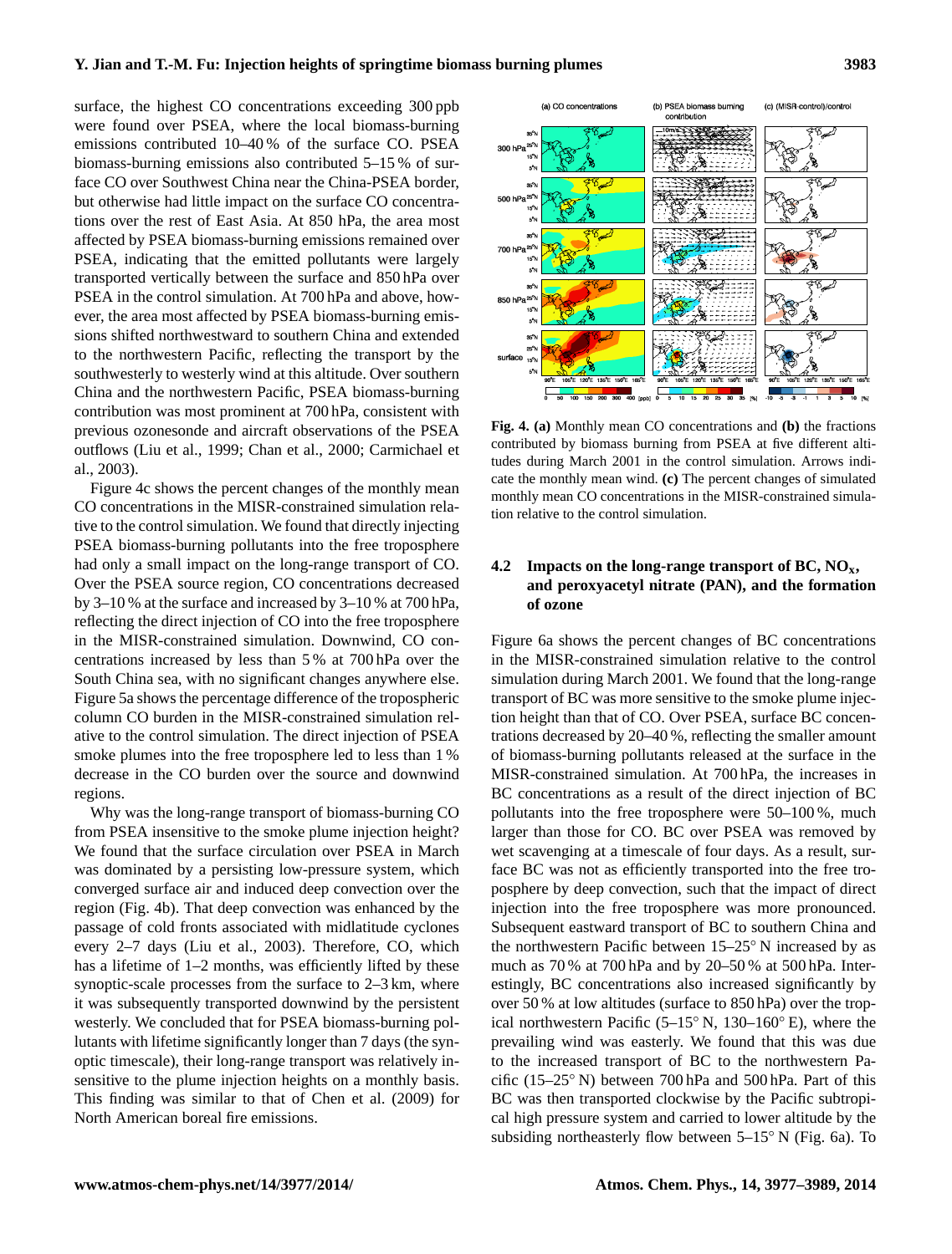surface, the highest CO concentrations exceeding 300 ppb were found over PSEA, where the local biomass-burning emissions contributed 10–40 % of the surface CO. PSEA biomass-burning emissions also contributed 5–15 % of surface CO over Southwest China near the China-PSEA border, but otherwise had little impact on the surface CO concentrations over the rest of East Asia. At 850 hPa, the area most affected by PSEA biomass-burning emissions remained over PSEA, indicating that the emitted pollutants were largely transported vertically between the surface and 850 hPa over PSEA in the control simulation. At 700 hPa and above, however, the area most affected by PSEA biomass-burning emissions shifted northwestward to southern China and extended to the northwestern Pacific, reflecting the transport by the southwesterly to westerly wind at this altitude. Over southern China and the northwestern Pacific, PSEA biomass-burning contribution was most prominent at 700 hPa, consistent with previous ozonesonde and aircraft observations of the PSEA outflows (Liu et al., 1999; Chan et al., 2000; Carmichael et al., 2003).

Figure 4c shows the percent changes of the monthly mean CO concentrations in the MISR-constrained simulation relative to the control simulation. We found that directly injecting PSEA biomass-burning pollutants into the free troposphere had only a small impact on the long-range transport of CO. Over the PSEA source region, CO concentrations decreased by 3–10 % at the surface and increased by 3–10 % at 700 hPa, reflecting the direct injection of CO into the free troposphere in the MISR-constrained simulation. Downwind, CO concentrations increased by less than 5 % at 700 hPa over the South China sea, with no significant changes anywhere else. Figure 5a shows the percentage difference of the tropospheric column CO burden in the MISR-constrained simulation relative to the control simulation. The direct injection of PSEA smoke plumes into the free troposphere led to less than 1 % decrease in the CO burden over the source and downwind regions.

Why was the long-range transport of biomass-burning CO from PSEA insensitive to the smoke plume injection height? We found that the surface circulation over PSEA in March was dominated by a persisting low-pressure system, which converged surface air and induced deep convection over the region (Fig. 4b). That deep convection was enhanced by the passage of cold fronts associated with midlatitude cyclones every 2–7 days (Liu et al., 2003). Therefore, CO, which has a lifetime of 1–2 months, was efficiently lifted by these synoptic-scale processes from the surface to 2–3 km, where it was subsequently transported downwind by the persistent westerly. We concluded that for PSEA biomass-burning pollutants with lifetime significantly longer than 7 days (the synoptic timescale), their long-range transport was relatively insensitive to the plume injection heights on a monthly basis. This finding was similar to that of Chen et al. (2009) for North American boreal fire emissions.

**Fig. 4.** **(a)** Monthly mean CO concentrations and **(b)** the fractions contributed by biomass burning from PSEA at five different altitudes during March 2001 in the control simulation. Arrows indicate the monthly mean wind. **(c)** The percent changes of simulated monthly mean CO concentrations in the MISR-constrained simulation relative to the control simulation.

### 4.2 Impacts on the long-range transport of BC, $NO_x$, and peroxyacetyl nitrate (PAN), and the formation of ozone

Figure 6a shows the percent changes of BC concentrations in the MISR-constrained simulation relative to the control simulation during March 2001. We found that the long-range transport of BC was more sensitive to the smoke plume injection height than that of CO. Over PSEA, surface BC concentrations decreased by 20–40 %, reflecting the smaller amount of biomass-burning pollutants released at the surface in the MISR-constrained simulation. At 700 hPa, the increases in BC concentrations as a result of the direct injection of BC pollutants into the free troposphere were 50–100 %, much larger than those for CO. BC over PSEA was removed by wet scavenging at a timescale of four days. As a result, surface BC was not as efficiently transported into the free troposphere by deep convection, such that the impact of direct injection into the free troposphere was more pronounced. Subsequent eastward transport of BC to southern China and the northwestern Pacific between 15–25° N increased by as much as 70 % at 700 hPa and by 20–50 % at 500 hPa. Interestingly, BC concentrations also increased significantly by over 50 % at low altitudes (surface to 850 hPa) over the tropical northwestern Pacific (5–15° N, 130–160° E), where the prevailing wind was easterly. We found that this was due to the increased transport of BC to the northwestern Pacific (15–25° N) between 700 hPa and 500 hPa. Part of this BC was then transported clockwise by the Pacific subtropical high pressure system and carried to lower altitude by the subsiding northeasterly flow between 5–15° N (Fig. 6a). To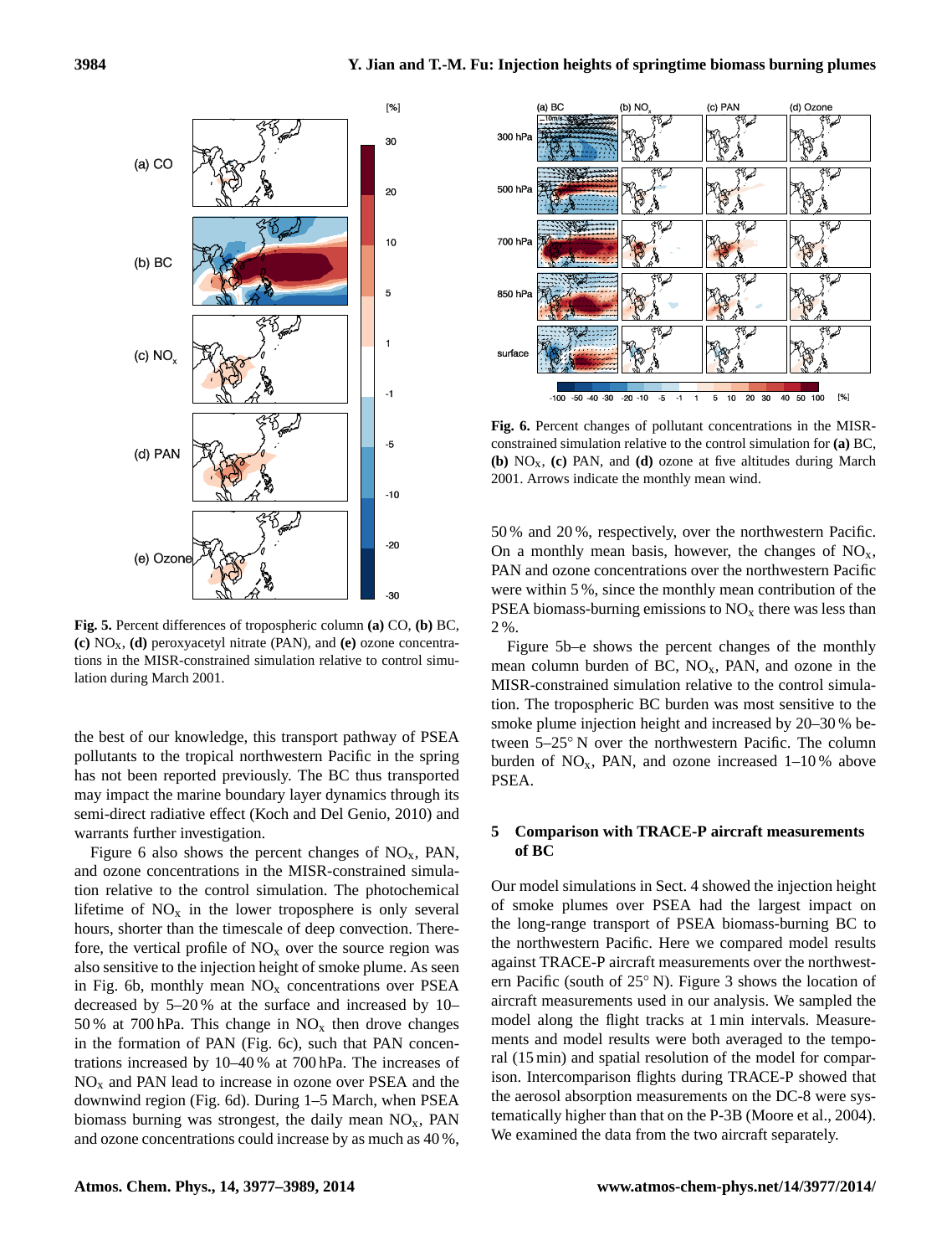**Fig. 5.** Percent differences of tropospheric column **(a)** CO, **(b)** BC, **(c)** $NO_x$, **(d)** peroxyacetyl nitrate (PAN), and **(e)** ozone concentrations in the MISR-constrained simulation relative to control simulation during March 2001.

**Fig. 6.** Percent changes of pollutant concentrations in the MISR-constrained simulation relative to the control simulation for **(a)** BC, **(b)** $NO_x$, **(c)** PAN, and **(d)** ozone at five altitudes during March 2001. Arrows indicate the monthly mean wind.

the best of our knowledge, this transport pathway of PSEA pollutants to the tropical northwestern Pacific in the spring has not been reported previously. The BC thus transported may impact the marine boundary layer dynamics through its semi-direct radiative effect (Koch and Del Genio, 2010) and warrants further investigation.

Figure 6 also shows the percent changes of $NO_x$, PAN, and ozone concentrations in the MISR-constrained simulation relative to the control simulation. The photochemical lifetime of $NO_x$ in the lower troposphere is only several hours, shorter than the timescale of deep convection. Therefore, the vertical profile of $NO_x$ over the source region was also sensitive to the injection height of smoke plume. As seen in Fig. 6b, monthly mean $NO_x$ concentrations over PSEA decreased by 5–20 % at the surface and increased by 10–50 % at 700 hPa. This change in $NO_x$ then drove changes in the formation of PAN (Fig. 6c), such that PAN concentrations increased by 10–40 % at 700 hPa. The increases of $NO_x$ and PAN lead to increase in ozone over PSEA and the downwind region (Fig. 6d). During 1–5 March, when PSEA biomass burning was strongest, the daily mean $NO_x$, PAN and ozone concentrations could increase by as much as 40 %, 50 % and 20 %, respectively, over the northwestern Pacific. On a monthly mean basis, however, the changes of $NO_x$, PAN and ozone concentrations over the northwestern Pacific were within 5 %, since the monthly mean contribution of the PSEA biomass-burning emissions to $NO_x$ there was less than 2 %.

Figure 5b–e shows the percent changes of the monthly mean column burden of BC, $NO_x$, PAN, and ozone in the MISR-constrained simulation relative to the control simulation. The tropospheric BC burden was most sensitive to the smoke plume injection height and increased by 20–30 % between 5–25° N over the northwestern Pacific. The column burden of $NO_x$, PAN, and ozone increased 1–10 % above PSEA.

## 5 Comparison with TRACE-P aircraft measurements of BC

Our model simulations in Sect. 4 showed the injection height of smoke plumes over PSEA had the largest impact on the long-range transport of PSEA biomass-burning BC to the northwestern Pacific. Here we compared model results against TRACE-P aircraft measurements over the northwestern Pacific (south of 25° N). Figure 3 shows the location of aircraft measurements used in our analysis. We sampled the model along the flight tracks at 1 min intervals. Measurements and model results were both averaged to the temporal (15 min) and spatial resolution of the model for comparison. Intercomparison flights during TRACE-P showed that the aerosol absorption measurements on the DC-8 were systematically higher than that on the P-3B (Moore et al., 2004). We examined the data from the two aircraft separately.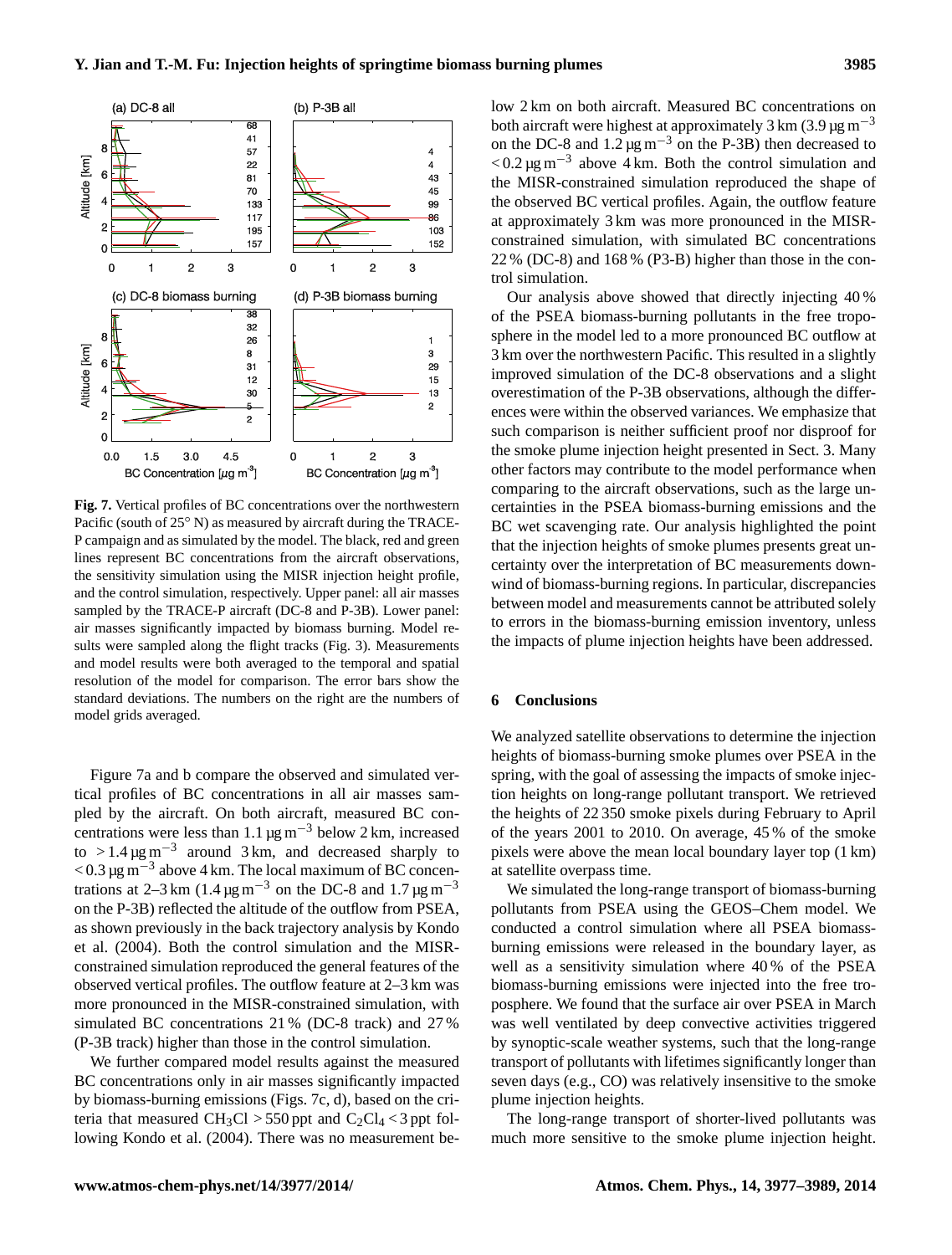**Fig. 7.** Vertical profiles of BC concentrations over the northwestern Pacific (south of 25° N) as measured by aircraft during the TRACE-P campaign and as simulated by the model. The black, red and green lines represent BC concentrations from the aircraft observations, the sensitivity simulation using the MISR injection height profile, and the control simulation, respectively. Upper panel: all air masses sampled by the TRACE-P aircraft (DC-8 and P-3B). Lower panel: air masses significantly impacted by biomass burning. Model results were sampled along the flight tracks (Fig. 3). Measurements and model results were both averaged to the temporal and spatial resolution of the model for comparison. The error bars show the standard deviations. The numbers on the right are the numbers of model grids averaged.

Figure 7a and b compare the observed and simulated vertical profiles of BC concentrations in all air masses sampled by the aircraft. On both aircraft, measured BC concentrations were less than 1.1 $\mu g\,m^{-3}$ below 2 km, increased to $>1.4\,\mu g\,m^{-3}$ around 3 km, and decreased sharply to $<0.3\,\mu g\,m^{-3}$ above 4 km. The local maximum of BC concentrations at 2–3 km (1.4 $\mu g\,m^{-3}$ on the DC-8 and 1.7 $\mu g\,m^{-3}$ on the P-3B) reflected the altitude of the outflow from PSEA, as shown previously in the back trajectory analysis by Kondo et al. (2004). Both the control simulation and the MISR-constrained simulation reproduced the general features of the observed vertical profiles. The outflow feature at 2–3 km was more pronounced in the MISR-constrained simulation, with simulated BC concentrations 21 % (DC-8 track) and 27 % (P-3B track) higher than those in the control simulation.

We further compared model results against the measured BC concentrations only in air masses significantly impacted by biomass-burning emissions (Figs. 7c, d), based on the criteria that measured $CH_3Cl > 550$ ppt and $C_2Cl_4 < 3$ ppt following Kondo et al. (2004). There was no measurement below 2 km on both aircraft. Measured BC concentrations on both aircraft were highest at approximately 3 km (3.9 $\mu g\,m^{-3}$ on the DC-8 and 1.2 $\mu g\,m^{-3}$ on the P-3B) then decreased to $<0.2\,\mu g\,m^{-3}$ above 4 km. Both the control simulation and the MISR-constrained simulation reproduced the shape of the observed BC vertical profiles. Again, the outflow feature at approximately 3 km was more pronounced in the MISR-constrained simulation, with simulated BC concentrations 22 % (DC-8) and 168 % (P3-B) higher than those in the control simulation.

Our analysis above showed that directly injecting 40 % of the PSEA biomass-burning pollutants in the free troposphere in the model led to a more pronounced BC outflow at 3 km over the northwestern Pacific. This resulted in a slightly improved simulation of the DC-8 observations and a slight overestimation of the P-3B observations, although the differences were within the observed variances. We emphasize that such comparison is neither sufficient proof nor disproof for the smoke plume injection height presented in Sect. 3. Many other factors may contribute to the model performance when comparing to the aircraft observations, such as the large uncertainties in the PSEA biomass-burning emissions and the BC wet scavenging rate. Our analysis highlighted the point that the injection heights of smoke plumes presents great uncertainty over the interpretation of BC measurements downwind of biomass-burning regions. In particular, discrepancies between model and measurements cannot be attributed solely to errors in the biomass-burning emission inventory, unless the impacts of plume injection heights have been addressed.

## 6 Conclusions

We analyzed satellite observations to determine the injection heights of biomass-burning smoke plumes over PSEA in the spring, with the goal of assessing the impacts of smoke injection heights on long-range pollutant transport. We retrieved the heights of 22 350 smoke pixels during February to April of the years 2001 to 2010. On average, 45 % of the smoke pixels were above the mean local boundary layer top (1 km) at satellite overpass time.

We simulated the long-range transport of biomass-burning pollutants from PSEA using the GEOS–Chem model. We conducted a control simulation where all PSEA biomass-burning emissions were released in the boundary layer, as well as a sensitivity simulation where 40 % of the PSEA biomass-burning emissions were injected into the free troposphere. We found that the surface air over PSEA in March was well ventilated by deep convective activities triggered by synoptic-scale weather systems, such that the long-range transport of pollutants with lifetimes significantly longer than seven days (e.g., CO) was relatively insensitive to the smoke plume injection heights.

The long-range transport of shorter-lived pollutants was much more sensitive to the smoke plume injection height.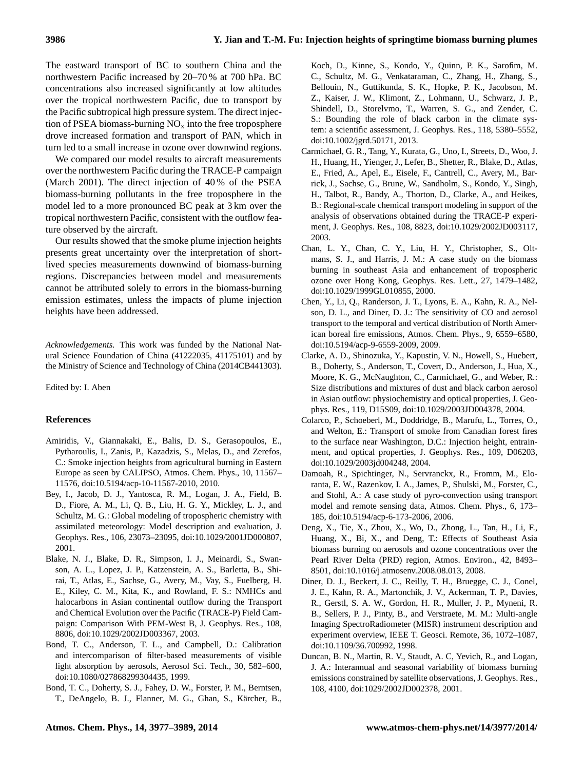The eastward transport of BC to southern China and the northwestern Pacific increased by 20–70 % at 700 hPa. BC concentrations also increased significantly at low altitudes over the tropical northwestern Pacific, due to transport by the Pacific subtropical high pressure system. The direct injection of PSEA biomass-burning $NO_x$ into the free troposphere drove increased formation and transport of PAN, which in turn led to a small increase in ozone over downwind regions.

We compared our model results to aircraft measurements over the northwestern Pacific during the TRACE-P campaign (March 2001). The direct injection of 40 % of the PSEA biomass-burning pollutants in the free troposphere in the model led to a more pronounced BC peak at 3 km over the tropical northwestern Pacific, consistent with the outflow feature observed by the aircraft.

Our results showed that the smoke plume injection heights presents great uncertainty over the interpretation of short-lived species measurements downwind of biomass-burning regions. Discrepancies between model and measurements cannot be attributed solely to errors in the biomass-burning emission estimates, unless the impacts of plume injection heights have been addressed.

*Acknowledgements.* This work was funded by the National Natural Science Foundation of China (41222035, 41175101) and by the Ministry of Science and Technology of China (2014CB441303).

Edited by: I. Aben

## References

- Amiridis, V., Giannakaki, E., Balis, D. S., Gerasopoulos, E., Pytharoulis, I., Zanis, P., Kazadzis, S., Melas, D., and Zerefos, C.: Smoke injection heights from agricultural burning in Eastern Europe as seen by CALIPSO, Atmos. Chem. Phys., 10, 11567–11576, doi:10.5194/acp-10-11567-2010, 2010.
- Bey, I., Jacob, D. J., Yantosca, R. M., Logan, J. A., Field, B. D., Fiore, A. M., Li, Q. B., Liu, H. G. Y., Mickley, L. J., and Schultz, M. G.: Global modeling of tropospheric chemistry with assimilated meteorology: Model description and evaluation, J. Geophys. Res., 106, 23073–23095, doi:10.1029/2001JD000807, 2001.
- Blake, N. J., Blake, D. R., Simpson, I. J., Meinardi, S., Swanson, A. L., Lopez, J. P., Katzenstein, A. S., Barletta, B., Shirai, T., Atlas, E., Sachse, G., Avery, M., Vay, S., Fuelberg, H. E., Kiley, C. M., Kita, K., and Rowland, F. S.: NMHCs and halocarbons in Asian continental outflow during the Transport and Chemical Evolution over the Pacific (TRACE-P) Field Campaign: Comparison With PEM-West B, J. Geophys. Res., 108, 8806, doi:10.1029/2002JD003367, 2003.
- Bond, T. C., Anderson, T. L., and Campbell, D.: Calibration and intercomparison of filter-based measurements of visible light absorption by aerosols, Aerosol Sci. Tech., 30, 582–600, doi:10.1080/027868299304435, 1999.
- Bond, T. C., Doherty, S. J., Fahey, D. W., Forster, P. M., Berntsen, T., DeAngelo, B. J., Flanner, M. G., Ghan, S., Kärcher, B., Koch, D., Kinne, S., Kondo, Y., Quinn, P. K., Sarofim, M. C., Schultz, M. G., Venkataraman, C., Zhang, H., Zhang, S., Bellouin, N., Guttikunda, S. K., Hopke, P. K., Jacobson, M. Z., Kaiser, J. W., Klimont, Z., Lohmann, U., Schwarz, J. P., Shindell, D., Storelvmo, T., Warren, S. G., and Zender, C. S.: Bounding the role of black carbon in the climate system: a scientific assessment, J. Geophys. Res., 118, 5380–5552, doi:10.1002/jgrd.50171, 2013.
- Carmichael, G. R., Tang, Y., Kurata, G., Uno, I., Streets, D., Woo, J. H., Huang, H., Yienger, J., Lefer, B., Shetter, R., Blake, D., Atlas, E., Fried, A., Apel, E., Eisele, F., Cantrell, C., Avery, M., Barrick, J., Sachse, G., Brune, W., Sandholm, S., Kondo, Y., Singh, H., Talbot, R., Bandy, A., Thorton, D., Clarke, A., and Heikes, B.: Regional-scale chemical transport modeling in support of the analysis of observations obtained during the TRACE-P experiment, J. Geophys. Res., 108, 8823, doi:10.1029/2002JD003117, 2003.
- Chan, L. Y., Chan, C. Y., Liu, H. Y., Christopher, S., Oltmans, S. J., and Harris, J. M.: A case study on the biomass burning in southeast Asia and enhancement of tropospheric ozone over Hong Kong, Geophys. Res. Lett., 27, 1479–1482, doi:10.1029/1999GL010855, 2000.
- Chen, Y., Li, Q., Randerson, J. T., Lyons, E. A., Kahn, R. A., Nelson, D. L., and Diner, D. J.: The sensitivity of CO and aerosol transport to the temporal and vertical distribution of North American boreal fire emissions, Atmos. Chem. Phys., 9, 6559–6580, doi:10.5194/acp-9-6559-2009, 2009.
- Clarke, A. D., Shinozuka, Y., Kapustin, V. N., Howell, S., Huebert, B., Doherty, S., Anderson, T., Covert, D., Anderson, J., Hua, X., Moore, K. G., McNaughton, C., Carmichael, G., and Weber, R.: Size distributions and mixtures of dust and black carbon aerosol in Asian outflow: physiochemistry and optical properties, J. Geophys. Res., 119, D15S09, doi:10.1029/2003JD004378, 2004.
- Colarco, P., Schoeberl, M., Doddridge, B., Marufu, L., Torres, O., and Welton, E.: Transport of smoke from Canadian forest fires to the surface near Washington, D.C.: Injection height, entrainment, and optical properties, J. Geophys. Res., 109, D06203, doi:10.1029/2003jd004248, 2004.
- Damoah, R., Spichtinger, N., Servranckx, R., Fromm, M., Eloranta, E. W., Razenkov, I. A., James, P., Shulski, M., Forster, C., and Stohl, A.: A case study of pyro-convection using transport model and remote sensing data, Atmos. Chem. Phys., 6, 173–185, doi:10.5194/acp-6-173-2006, 2006.
- Deng, X., Tie, X., Zhou, X., Wo, D., Zhong, L., Tan, H., Li, F., Huang, X., Bi, X., and Deng, T.: Effects of Southeast Asia biomass burning on aerosols and ozone concentrations over the Pearl River Delta (PRD) region, Atmos. Environ., 42, 8493–8501, doi:10.1016/j.atmosenv.2008.08.013, 2008.
- Diner, D. J., Beckert, J. C., Reilly, T. H., Bruegge, C. J., Conel, J. E., Kahn, R. A., Martonchik, J. V., Ackerman, T. P., Davies, R., Gerstl, S. A. W., Gordon, H. R., Muller, J. P., Myneni, R. B., Sellers, P. J., Pinty, B., and Verstraete, M. M.: Multi-angle Imaging SpectroRadiometer (MISR) instrument description and experiment overview, IEEE T. Geosci. Remote, 36, 1072–1087, doi:10.1109/36.700992, 1998.
- Duncan, B. N., Martin, R. V., Staudt, A. C, Yevich, R., and Logan, J. A.: Interannual and seasonal variability of biomass burning emissions constrained by satellite observations, J. Geophys. Res., 108, 4100, doi:1029/2002JD002378, 2001.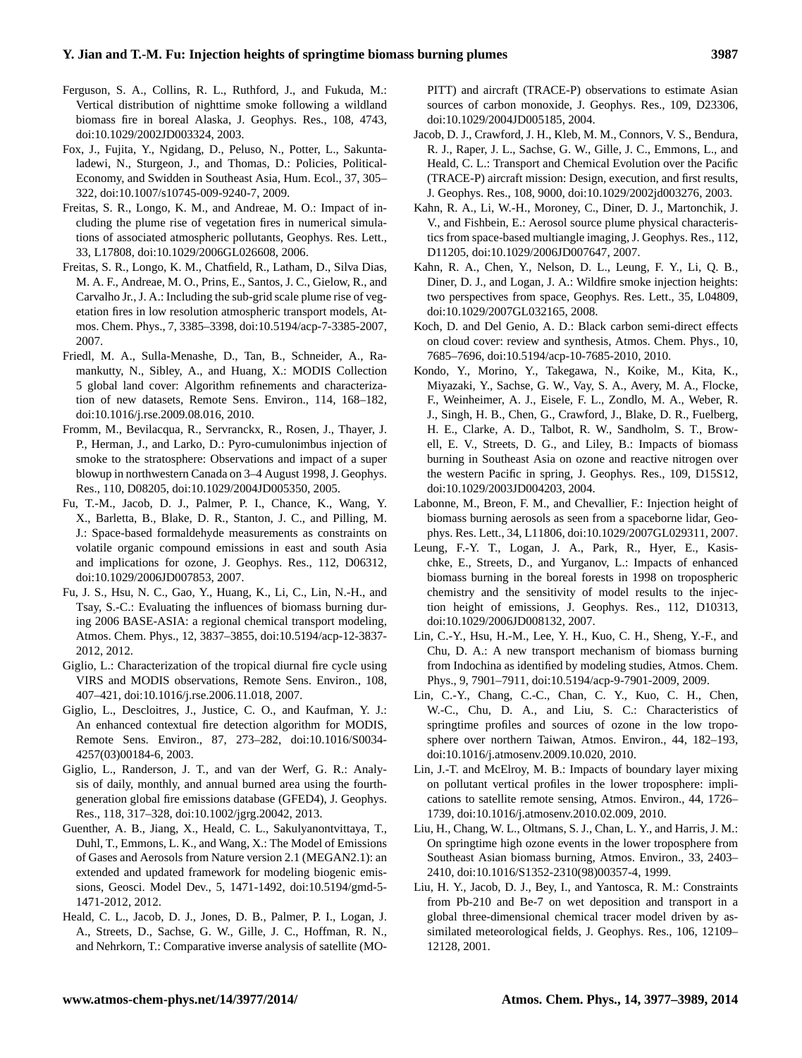Ferguson, S. A., Collins, R. L., Ruthford, J., and Fukuda, M.: Vertical distribution of nighttime smoke following a wildland biomass fire in boreal Alaska, J. Geophys. Res., 108, 4743, doi:10.1029/2002JD003324, 2003.

Fox, J., Fujita, Y., Ngidang, D., Peluso, N., Potter, L., Sakuntaladewi, N., Sturgeon, J., and Thomas, D.: Policies, Political-Economy, and Swidden in Southeast Asia, Hum. Ecol., 37, 305–322, doi:10.1007/s10745-009-9240-7, 2009.

Freitas, S. R., Longo, K. M., and Andreae, M. O.: Impact of including the plume rise of vegetation fires in numerical simulations of associated atmospheric pollutants, Geophys. Res. Lett., 33, L17808, doi:10.1029/2006GL026608, 2006.

Freitas, S. R., Longo, K. M., Chatfield, R., Latham, D., Silva Dias, M. A. F., Andreae, M. O., Prins, E., Santos, J. C., Gielow, R., and Carvalho Jr., J. A.: Including the sub-grid scale plume rise of vegetation fires in low resolution atmospheric transport models, Atmos. Chem. Phys., 7, 3385–3398, doi:10.5194/acp-7-3385-2007, 2007.

Friedl, M. A., Sulla-Menashe, D., Tan, B., Schneider, A., Ramankutty, N., Sibley, A., and Huang, X.: MODIS Collection 5 global land cover: Algorithm refinements and characterization of new datasets, Remote Sens. Environ., 114, 168–182, doi:10.1016/j.rse.2009.08.016, 2010.

Fromm, M., Bevilacqua, R., Servranckx, R., Rosen, J., Thayer, J. P., Herman, J., and Larko, D.: Pyro-cumulonimbus injection of smoke to the stratosphere: Observations and impact of a super blowup in northwestern Canada on 3–4 August 1998, J. Geophys. Res., 110, D08205, doi:10.1029/2004JD005350, 2005.

Fu, T.-M., Jacob, D. J., Palmer, P. I., Chance, K., Wang, Y. X., Barletta, B., Blake, D. R., Stanton, J. C., and Pilling, M. J.: Space-based formaldehyde measurements as constraints on volatile organic compound emissions in east and south Asia and implications for ozone, J. Geophys. Res., 112, D06312, doi:10.1029/2006JD007853, 2007.

Fu, J. S., Hsu, N. C., Gao, Y., Huang, K., Li, C., Lin, N.-H., and Tsay, S.-C.: Evaluating the influences of biomass burning during 2006 BASE-ASIA: a regional chemical transport modeling, Atmos. Chem. Phys., 12, 3837–3855, doi:10.5194/acp-12-3837-2012, 2012.

Giglio, L.: Characterization of the tropical diurnal fire cycle using VIRS and MODIS observations, Remote Sens. Environ., 108, 407–421, doi:10.1016/j.rse.2006.11.018, 2007.

Giglio, L., Descloitres, J., Justice, C. O., and Kaufman, Y. J.: An enhanced contextual fire detection algorithm for MODIS, Remote Sens. Environ., 87, 273–282, doi:10.1016/S0034-4257(03)00184-6, 2003.

Giglio, L., Randerson, J. T., and van der Werf, G. R.: Analysis of daily, monthly, and annual burned area using the fourth-generation global fire emissions database (GFED4), J. Geophys. Res., 118, 317–328, doi:10.1002/jgrg.20042, 2013.

Guenther, A. B., Jiang, X., Heald, C. L., Sakulyanontvittaya, T., Duhl, T., Emmons, L. K., and Wang, X.: The Model of Emissions of Gases and Aerosols from Nature version 2.1 (MEGAN2.1): an extended and updated framework for modeling biogenic emissions, Geosci. Model Dev., 5, 1471-1492, doi:10.5194/gmd-5-1471-2012, 2012.

Heald, C. L., Jacob, D. J., Jones, D. B., Palmer, P. I., Logan, J. A., Streets, D., Sachse, G. W., Gille, J. C., Hoffman, R. N., and Nehrkorn, T.: Comparative inverse analysis of satellite (MOPITT) and aircraft (TRACE-P) observations to estimate Asian sources of carbon monoxide, J. Geophys. Res., 109, D23306, doi:10.1029/2004JD005185, 2004.

Jacob, D. J., Crawford, J. H., Kleb, M. M., Connors, V. S., Bendura, R. J., Raper, J. L., Sachse, G. W., Gille, J. C., Emmons, L., and Heald, C. L.: Transport and Chemical Evolution over the Pacific (TRACE-P) aircraft mission: Design, execution, and first results, J. Geophys. Res., 108, 9000, doi:10.1029/2002jd003276, 2003.

Kahn, R. A., Li, W.-H., Moroney, C., Diner, D. J., Martonchik, J. V., and Fishbein, E.: Aerosol source plume physical characteristics from space-based multiangle imaging, J. Geophys. Res., 112, D11205, doi:10.1029/2006JD007647, 2007.

Kahn, R. A., Chen, Y., Nelson, D. L., Leung, F. Y., Li, Q. B., Diner, D. J., and Logan, J. A.: Wildfire smoke injection heights: two perspectives from space, Geophys. Res. Lett., 35, L04809, doi:10.1029/2007GL032165, 2008.

Koch, D. and Del Genio, A. D.: Black carbon semi-direct effects on cloud cover: review and synthesis, Atmos. Chem. Phys., 10, 7685–7696, doi:10.5194/acp-10-7685-2010, 2010.

Kondo, Y., Morino, Y., Takegawa, N., Koike, M., Kita, K., Miyazaki, Y., Sachse, G. W., Vay, S. A., Avery, M. A., Flocke, F., Weinheimer, A. J., Eisele, F. L., Zondlo, M. A., Weber, R. J., Singh, H. B., Chen, G., Crawford, J., Blake, D. R., Fuelberg, H. E., Clarke, A. D., Talbot, R. W., Sandholm, S. T., Browell, E. V., Streets, D. G., and Liley, B.: Impacts of biomass burning in Southeast Asia on ozone and reactive nitrogen over the western Pacific in spring, J. Geophys. Res., 109, D15S12, doi:10.1029/2003JD004203, 2004.

Labonne, M., Breon, F. M., and Chevallier, F.: Injection height of biomass burning aerosols as seen from a spaceborne lidar, Geophys. Res. Lett., 34, L11806, doi:10.1029/2007GL029311, 2007.

Leung, F.-Y. T., Logan, J. A., Park, R., Hyer, E., Kasischke, E., Streets, D., and Yurganov, L.: Impacts of enhanced biomass burning in the boreal forests in 1998 on tropospheric chemistry and the sensitivity of model results to the injection height of emissions, J. Geophys. Res., 112, D10313, doi:10.1029/2006JD008132, 2007.

Lin, C.-Y., Hsu, H.-M., Lee, Y. H., Kuo, C. H., Sheng, Y.-F., and Chu, D. A.: A new transport mechanism of biomass burning from Indochina as identified by modeling studies, Atmos. Chem. Phys., 9, 7901–7911, doi:10.5194/acp-9-7901-2009, 2009.

Lin, C.-Y., Chang, C.-C., Chan, C. Y., Kuo, C. H., Chen, W.-C., Chu, D. A., and Liu, S. C.: Characteristics of springtime profiles and sources of ozone in the low troposphere over northern Taiwan, Atmos. Environ., 44, 182–193, doi:10.1016/j.atmosenv.2009.10.020, 2010.

Lin, J.-T. and McElroy, M. B.: Impacts of boundary layer mixing on pollutant vertical profiles in the lower troposphere: implications to satellite remote sensing, Atmos. Environ., 44, 1726–1739, doi:10.1016/j.atmosenv.2010.02.009, 2010.

Liu, H., Chang, W. L., Oltmans, S. J., Chan, L. Y., and Harris, J. M.: On springtime high ozone events in the lower troposphere from Southeast Asian biomass burning, Atmos. Environ., 33, 2403–2410, doi:10.1016/S1352-2310(98)00357-4, 1999.

Liu, H. Y., Jacob, D. J., Bey, I., and Yantosca, R. M.: Constraints from Pb-210 and Be-7 on wet deposition and transport in a global three-dimensional chemical tracer model driven by assimilated meteorological fields, J. Geophys. Res., 106, 12109–12128, 2001.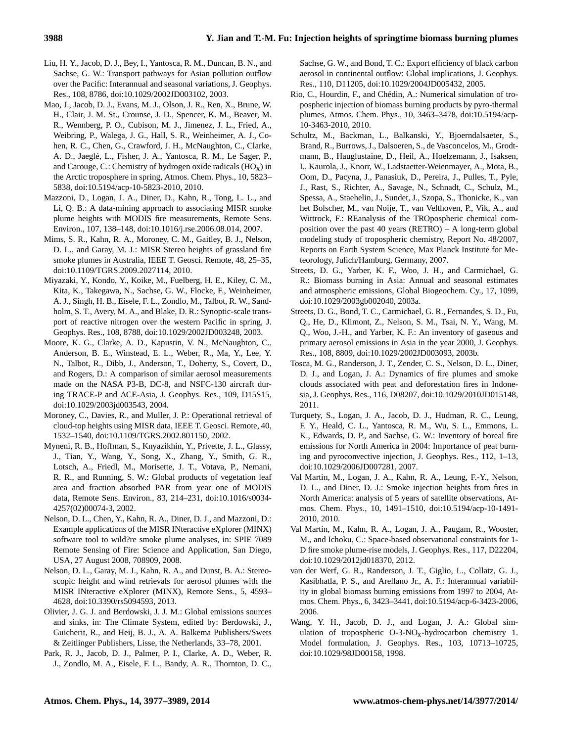Liu, H. Y., Jacob, D. J., Bey, I., Yantosca, R. M., Duncan, B. N., and Sachse, G. W.: Transport pathways for Asian pollution outflow over the Pacific: Interannual and seasonal variations, J. Geophys. Res., 108, 8786, doi:10.1029/2002JD003102, 2003.

Mao, J., Jacob, D. J., Evans, M. J., Olson, J. R., Ren, X., Brune, W. H., Clair, J. M. St., Crounse, J. D., Spencer, K. M., Beaver, M. R., Wennberg, P. O., Cubison, M. J., Jimenez, J. L., Fried, A., Weibring, P., Walega, J. G., Hall, S. R., Weinheimer, A. J., Cohen, R. C., Chen, G., Crawford, J. H., McNaughton, C., Clarke, A. D., Jaeglé, L., Fisher, J. A., Yantosca, R. M., Le Sager, P., and Carouge, C.: Chemistry of hydrogen oxide radicals ($HO_x$) in the Arctic troposphere in spring, Atmos. Chem. Phys., 10, 5823–5838, doi:10.5194/acp-10-5823-2010, 2010.

Mazzoni, D., Logan, J. A., Diner, D., Kahn, R., Tong, L. L., and Li, Q. B.: A data-mining approach to associating MISR smoke plume heights with MODIS fire measurements, Remote Sens. Environ., 107, 138–148, doi:10.1016/j.rse.2006.08.014, 2007.

Mims, S. R., Kahn, R. A., Moroney, C. M., Gaitley, B. J., Nelson, D. L., and Garay, M. J.: MISR Stereo heights of grassland fire smoke plumes in Australia, IEEE T. Geosci. Remote, 48, 25–35, doi:10.1109/TGRS.2009.2027114, 2010.

Miyazaki, Y., Kondo, Y., Koike, M., Fuelberg, H. E., Kiley, C. M., Kita, K., Takegawa, N., Sachse, G. W., Flocke, F., Weinheimer, A. J., Singh, H. B., Eisele, F. L., Zondlo, M., Talbot, R. W., Sandholm, S. T., Avery, M. A., and Blake, D. R.: Synoptic-scale transport of reactive nitrogen over the western Pacific in spring, J. Geophys. Res., 108, 8788, doi:10.1029/2002JD003248, 2003.

Moore, K. G., Clarke, A. D., Kapustin, V. N., McNaughton, C., Anderson, B. E., Winstead, E. L., Weber, R., Ma, Y., Lee, Y. N., Talbot, R., Dibb, J., Anderson, T., Doherty, S., Covert, D., and Rogers, D.: A comparison of similar aerosol measurements made on the NASA P3-B, DC-8, and NSFC-130 aircraft during TRACE-P and ACE-Asia, J. Geophys. Res., 109, D15S15, doi:10.1029/2003jd003543, 2004.

Moroney, C., Davies, R., and Muller, J. P.: Operational retrieval of cloud-top heights using MISR data, IEEE T. Geosci. Remote, 40, 1532–1540, doi:10.1109/TGRS.2002.801150, 2002.

Myneni, R. B., Hoffman, S., Knyazikhin, Y., Privette, J. L., Glassy, J., Tian, Y., Wang, Y., Song, X., Zhang, Y., Smith, G. R., Lotsch, A., Friedl, M., Morisette, J. T., Votava, P., Nemani, R. R., and Running, S. W.: Global products of vegetation leaf area and fraction absorbed PAR from year one of MODIS data, Remote Sens. Environ., 83, 214–231, doi:10.1016/s0034-4257(02)00074-3, 2002.

Nelson, D. L., Chen, Y., Kahn, R. A., Diner, D. J., and Mazzoni, D.: Example applications of the MISR INteractive eXplorer (MINX) software tool to wild?re smoke plume analyses, in: SPIE 7089 Remote Sensing of Fire: Science and Application, San Diego, USA, 27 August 2008, 708909, 2008.

Nelson, D. L., Garay, M. J., Kahn, R. A., and Dunst, B. A.: Stereoscopic height and wind retrievals for aerosol plumes with the MISR INteractive eXplorer (MINX), Remote Sens., 5, 4593–4628, doi:10.3390/rs5094593, 2013.

Olivier, J. G. J. and Berdowski, J. J. M.: Global emissions sources and sinks, in: The Climate System, edited by: Berdowski, J., Guicherit, R., and Heij, B. J., A. A. Balkema Publishers/Swets & Zeitlinger Publishers, Lisse, the Netherlands, 33–78, 2001.

Park, R. J., Jacob, D. J., Palmer, P. I., Clarke, A. D., Weber, R. J., Zondlo, M. A., Eisele, F. L., Bandy, A. R., Thornton, D. C., Sachse, G. W., and Bond, T. C.: Export efficiency of black carbon aerosol in continental outflow: Global implications, J. Geophys. Res., 110, D11205, doi:10.1029/2004JD005432, 2005.

Rio, C., Hourdin, F., and Chédin, A.: Numerical simulation of tropospheric injection of biomass burning products by pyro-thermal plumes, Atmos. Chem. Phys., 10, 3463–3478, doi:10.5194/acp-10-3463-2010, 2010.

Schultz, M., Backman, L., Balkanski, Y., Bjoerndalsaeter, S., Brand, R., Burrows, J., Dalsoeren, S., de Vasconcelos, M., Grodtmann, B., Hauglustaine, D., Heil, A., Hoelzemann, J., Isaksen, I., Kaurola, J., Knorr, W., Ladstaetter-Weienmayer, A., Mota, B., Oom, D., Pacyna, J., Panasiuk, D., Pereira, J., Pulles, T., Pyle, J., Rast, S., Richter, A., Savage, N., Schnadt, C., Schulz, M., Spessa, A., Staehelin, J., Sundet, J., Szopa, S., Thonicke, K., van het Bolscher, M., van Noije, T., van Velthoven, P., Vik, A., and Wittrock, F.: REanalysis of the TROpospheric chemical composition over the past 40 years (RETRO) – A long-term global modeling study of tropospheric chemistry, Report No. 48/2007, Reports on Earth System Science, Max Planck Institute for Meteorology, Julich/Hamburg, Germany, 2007.

Streets, D. G., Yarber, K. F., Woo, J. H., and Carmichael, G. R.: Biomass burning in Asia: Annual and seasonal estimates and atmospheric emissions, Global Biogeochem. Cy., 17, 1099, doi:10.1029/2003gb002040, 2003a.

Streets, D. G., Bond, T. C., Carmichael, G. R., Fernandes, S. D., Fu, Q., He, D., Klimont, Z., Nelson, S. M., Tsai, N. Y., Wang, M. Q., Woo, J.-H., and Yarber, K. F.: An inventory of gaseous and primary aerosol emissions in Asia in the year 2000, J. Geophys. Res., 108, 8809, doi:10.1029/2002JD003093, 2003b.

Tosca, M. G., Randerson, J. T., Zender, C. S., Nelson, D. L., Diner, D. J., and Logan, J. A.: Dynamics of fire plumes and smoke clouds associated with peat and deforestation fires in Indonesia, J. Geophys. Res., 116, D08207, doi:10.1029/2010JD015148, 2011.

Turquety, S., Logan, J. A., Jacob, D. J., Hudman, R. C., Leung, F. Y., Heald, C. L., Yantosca, R. M., Wu, S. L., Emmons, L. K., Edwards, D. P., and Sachse, G. W.: Inventory of boreal fire emissions for North America in 2004: Importance of peat burning and pyroconvective injection, J. Geophys. Res., 112, 1–13, doi:10.1029/2006JD007281, 2007.

Val Martin, M., Logan, J. A., Kahn, R. A., Leung, F.-Y., Nelson, D. L., and Diner, D. J.: Smoke injection heights from fires in North America: analysis of 5 years of satellite observations, Atmos. Chem. Phys., 10, 1491–1510, doi:10.5194/acp-10-1491-2010, 2010.

Val Martin, M., Kahn, R. A., Logan, J. A., Paugam, R., Wooster, M., and Ichoku, C.: Space-based observational constraints for 1-D fire smoke plume-rise models, J. Geophys. Res., 117, D22204, doi:10.1029/2012jd018370, 2012.

van der Werf, G. R., Randerson, J. T., Giglio, L., Collatz, G. J., Kasibhatla, P. S., and Arellano Jr., A. F.: Interannual variability in global biomass burning emissions from 1997 to 2004, Atmos. Chem. Phys., 6, 3423–3441, doi:10.5194/acp-6-3423-2006, 2006.

Wang, Y. H., Jacob, D. J., and Logan, J. A.: Global simulation of tropospheric O-3-$NO_x$-hydrocarbon chemistry 1. Model formulation, J. Geophys. Res., 103, 10713–10725, doi:10.1029/98JD00158, 1998.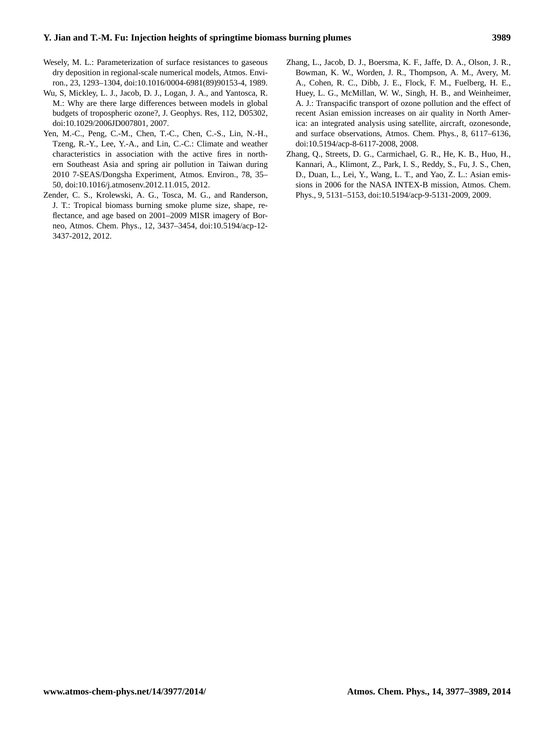Wesely, M. L.: Parameterization of surface resistances to gaseous dry deposition in regional-scale numerical models, Atmos. Environ., 23, 1293–1304, doi:10.1016/0004-6981(89)90153-4, 1989.

Wu, S, Mickley, L. J., Jacob, D. J., Logan, J. A., and Yantosca, R. M.: Why are there large differences between models in global budgets of tropospheric ozone?, J. Geophys. Res, 112, D05302, doi:10.1029/2006JD007801, 2007.

Yen, M.-C., Peng, C.-M., Chen, T.-C., Chen, C.-S., Lin, N.-H., Tzeng, R.-Y., Lee, Y.-A., and Lin, C.-C.: Climate and weather characteristics in association with the active fires in northern Southeast Asia and spring air pollution in Taiwan during 2010 7-SEAS/Dongsha Experiment, Atmos. Environ., 78, 35–50, doi:10.1016/j.atmosenv.2012.11.015, 2012.

Zender, C. S., Krolewski, A. G., Tosca, M. G., and Randerson, J. T.: Tropical biomass burning smoke plume size, shape, reflectance, and age based on 2001–2009 MISR imagery of Borneo, Atmos. Chem. Phys., 12, 3437–3454, doi:10.5194/acp-12-3437-2012, 2012.

Zhang, L., Jacob, D. J., Boersma, K. F., Jaffe, D. A., Olson, J. R., Bowman, K. W., Worden, J. R., Thompson, A. M., Avery, M. A., Cohen, R. C., Dibb, J. E., Flock, F. M., Fuelberg, H. E., Huey, L. G., McMillan, W. W., Singh, H. B., and Weinheimer, A. J.: Transpacific transport of ozone pollution and the effect of recent Asian emission increases on air quality in North America: an integrated analysis using satellite, aircraft, ozonesonde, and surface observations, Atmos. Chem. Phys., 8, 6117–6136, doi:10.5194/acp-8-6117-2008, 2008.

Zhang, Q., Streets, D. G., Carmichael, G. R., He, K. B., Huo, H., Kannari, A., Klimont, Z., Park, I. S., Reddy, S., Fu, J. S., Chen, D., Duan, L., Lei, Y., Wang, L. T., and Yao, Z. L.: Asian emissions in 2006 for the NASA INTEX-B mission, Atmos. Chem. Phys., 9, 5131–5153, doi:10.5194/acp-9-5131-2009, 2009.